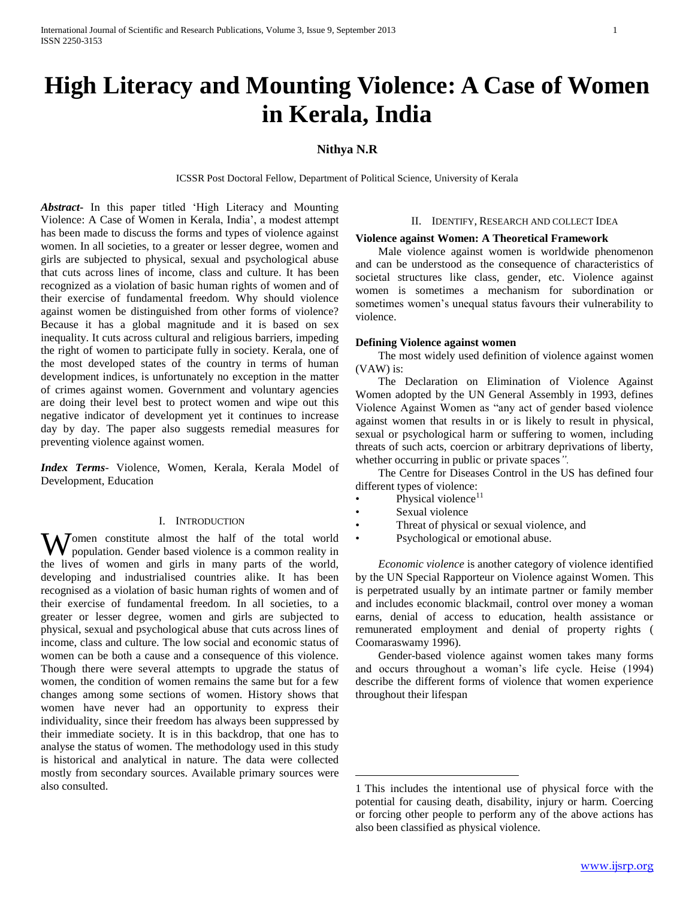# High Literacy and Mounting Violence: A Case of Women in Kerala, India

**Nithya N.R**

ICSSR Post Doctoral Fellow, Department of Political Science, University of Kerala

***Abstract*-** In this paper titled 'High Literacy and Mounting Violence: A Case of Women in Kerala, India', a modest attempt has been made to discuss the forms and types of violence against women. In all societies, to a greater or lesser degree, women and girls are subjected to physical, sexual and psychological abuse that cuts across lines of income, class and culture. It has been recognized as a violation of basic human rights of women and of their exercise of fundamental freedom. Why should violence against women be distinguished from other forms of violence? Because it has a global magnitude and it is based on sex inequality. It cuts across cultural and religious barriers, impeding the right of women to participate fully in society. Kerala, one of the most developed states of the country in terms of human development indices, is unfortunately no exception in the matter of crimes against women. Government and voluntary agencies are doing their level best to protect women and wipe out this negative indicator of development yet it continues to increase day by day. The paper also suggests remedial measures for preventing violence against women.

***Index Terms*-** Violence, Women, Kerala, Kerala Model of Development, Education

## I. Introduction

Women constitute almost the half of the total world population. Gender based violence is a common reality in the lives of women and girls in many parts of the world, developing and industrialised countries alike. It has been recognised as a violation of basic human rights of women and of their exercise of fundamental freedom. In all societies, to a greater or lesser degree, women and girls are subjected to physical, sexual and psychological abuse that cuts across lines of income, class and culture. The low social and economic status of women can be both a cause and a consequence of this violence. Though there were several attempts to upgrade the status of women, the condition of women remains the same but for a few changes among some sections of women. History shows that women have never had an opportunity to express their individuality, since their freedom has always been suppressed by their immediate society. It is in this backdrop, that one has to analyse the status of women. The methodology used in this study is historical and analytical in nature. The data were collected mostly from secondary sources. Available primary sources were also consulted.

## II. Identify, Research and Collect Idea

### Violence against Women: A Theoretical Framework

Male violence against women is worldwide phenomenon and can be understood as the consequence of characteristics of societal structures like class, gender, etc. Violence against women is sometimes a mechanism for subordination or sometimes women's unequal status favours their vulnerability to violence.

### Defining Violence against women

The most widely used definition of violence against women (VAW) is:

The Declaration on Elimination of Violence Against Women adopted by the UN General Assembly in 1993, defines Violence Against Women as "any act of gender based violence against women that results in or is likely to result in physical, sexual or psychological harm or suffering to women, including threats of such acts, coercion or arbitrary deprivations of liberty, whether occurring in public or private spaces*".*

The Centre for Diseases Control in the US has defined four different types of violence:

- Physical violence[11]
- Sexual violence
- Threat of physical or sexual violence, and
- Psychological or emotional abuse.

*Economic violence* is another category of violence identified by the UN Special Rapporteur on Violence against Women. This is perpetrated usually by an intimate partner or family member and includes economic blackmail, control over money a woman earns, denial of access to education, health assistance or remunerated employment and denial of property rights ( Coomaraswamy 1996).

Gender-based violence against women takes many forms and occurs throughout a woman's life cycle. Heise (1994) describe the different forms of violence that women experience throughout their lifespan

---

1 This includes the intentional use of physical force with the potential for causing death, disability, injury or harm. Coercing or forcing other people to perform any of the above actions has also been classified as physical violence.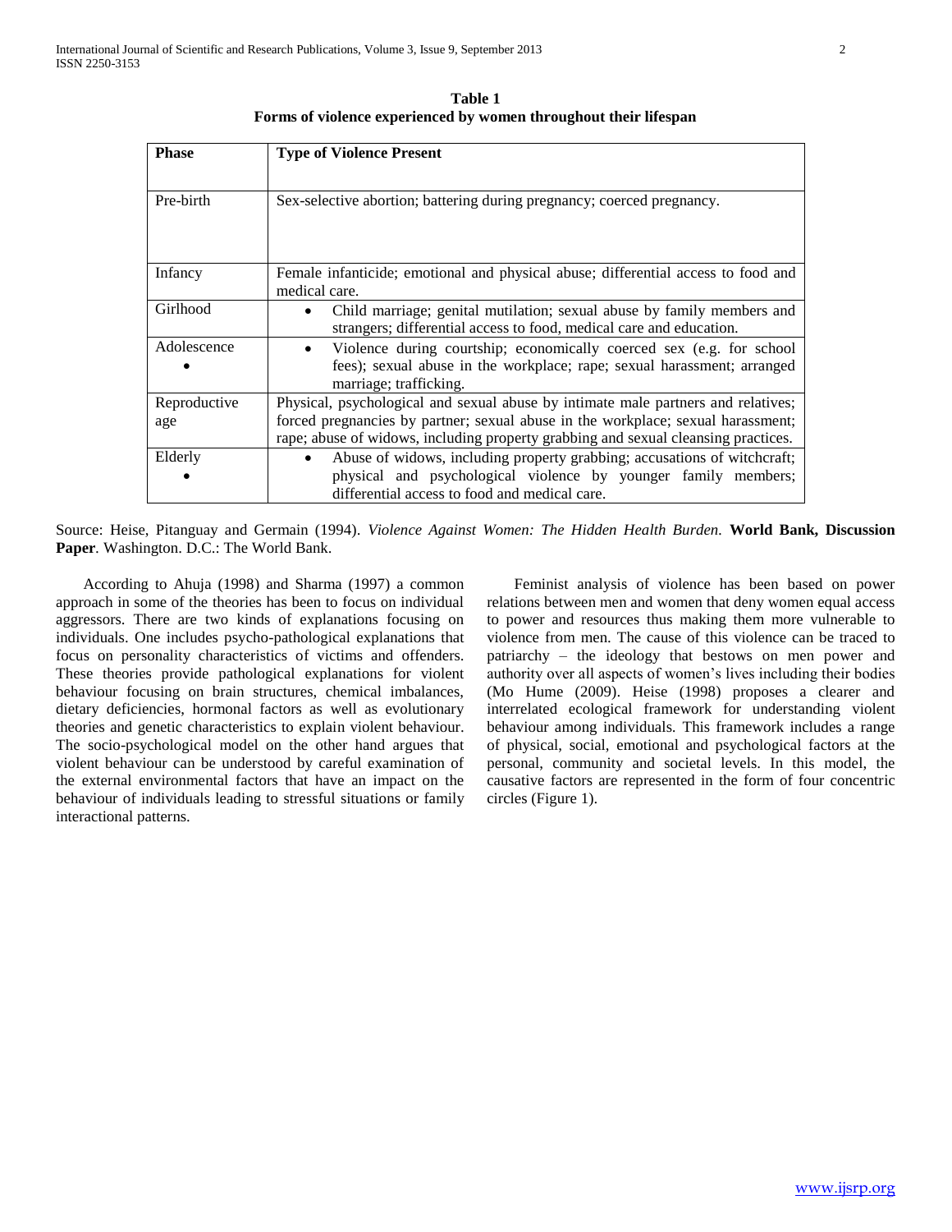**Table 1**
**Forms of violence experienced by women throughout their lifespan**

| Phase | Type of Violence Present |
|---|---|
| Pre-birth | Sex-selective abortion; battering during pregnancy; coerced pregnancy. |
| Infancy | Female infanticide; emotional and physical abuse; differential access to food and medical care. |
| Girlhood | • Child marriage; genital mutilation; sexual abuse by family members and strangers; differential access to food, medical care and education. |
| Adolescence • | • Violence during courtship; economically coerced sex (e.g. for school fees); sexual abuse in the workplace; rape; sexual harassment; arranged marriage; trafficking. |
| Reproductive age | Physical, psychological and sexual abuse by intimate male partners and relatives; forced pregnancies by partner; sexual abuse in the workplace; sexual harassment; rape; abuse of widows, including property grabbing and sexual cleansing practices. |
| Elderly • | • Abuse of widows, including property grabbing; accusations of witchcraft; physical and psychological violence by younger family members; differential access to food and medical care. |

Source: Heise, Pitanguay and Germain (1994). *Violence Against Women: The Hidden Health Burden.* **World Bank, Discussion Paper**. Washington. D.C.: The World Bank.

According to Ahuja (1998) and Sharma (1997) a common approach in some of the theories has been to focus on individual aggressors. There are two kinds of explanations focusing on individuals. One includes psycho-pathological explanations that focus on personality characteristics of victims and offenders. These theories provide pathological explanations for violent behaviour focusing on brain structures, chemical imbalances, dietary deficiencies, hormonal factors as well as evolutionary theories and genetic characteristics to explain violent behaviour. The socio-psychological model on the other hand argues that violent behaviour can be understood by careful examination of the external environmental factors that have an impact on the behaviour of individuals leading to stressful situations or family interactional patterns.

Feminist analysis of violence has been based on power relations between men and women that deny women equal access to power and resources thus making them more vulnerable to violence from men. The cause of this violence can be traced to patriarchy – the ideology that bestows on men power and authority over all aspects of women's lives including their bodies (Mo Hume (2009). Heise (1998) proposes a clearer and interrelated ecological framework for understanding violent behaviour among individuals. This framework includes a range of physical, social, emotional and psychological factors at the personal, community and societal levels. In this model, the causative factors are represented in the form of four concentric circles (Figure 1).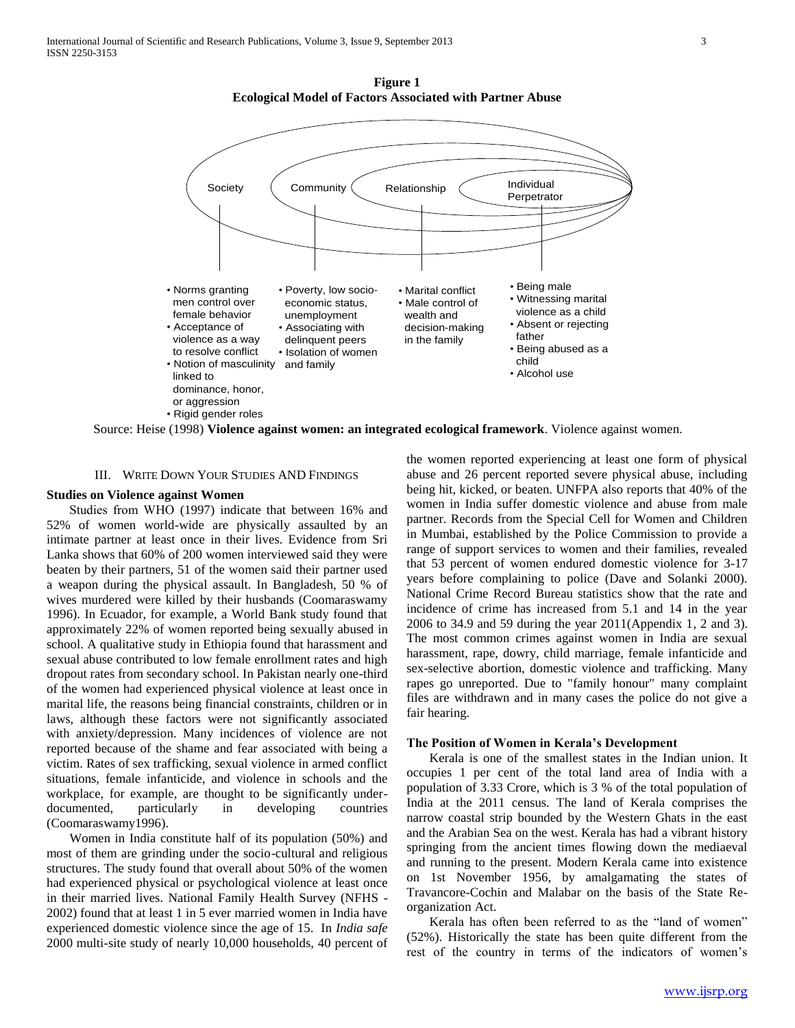**Figure 1**
**Ecological Model of Factors Associated with Partner Abuse**

Society — Community — Relationship — Individual Perpetrator

| Society | Community | Relationship | Individual Perpetrator |
| --- | --- | --- | --- |
| • Norms granting men control over female behavior<br>• Acceptance of violence as a way to resolve conflict<br>• Notion of masculinity linked to dominance, honor, or aggression<br>• Rigid gender roles | • Poverty, low socio-economic status, unemployment<br>• Associating with delinquent peers<br>• Isolation of women and family | • Marital conflict<br>• Male control of wealth and decision-making in the family | • Being male<br>• Witnessing marital violence as a child<br>• Absent or rejecting father<br>• Being abused as a child<br>• Alcohol use |

Source: Heise (1998) **Violence against women: an integrated ecological framework**. Violence against women.

## III. Write Down Your Studies and Findings

### Studies on Violence against Women

Studies from WHO (1997) indicate that between 16% and 52% of women world-wide are physically assaulted by an intimate partner at least once in their lives. Evidence from Sri Lanka shows that 60% of 200 women interviewed said they were beaten by their partners, 51 of the women said their partner used a weapon during the physical assault. In Bangladesh, 50 % of wives murdered were killed by their husbands (Coomaraswamy 1996). In Ecuador, for example, a World Bank study found that approximately 22% of women reported being sexually abused in school. A qualitative study in Ethiopia found that harassment and sexual abuse contributed to low female enrollment rates and high dropout rates from secondary school. In Pakistan nearly one-third of the women had experienced physical violence at least once in marital life, the reasons being financial constraints, children or in laws, although these factors were not significantly associated with anxiety/depression. Many incidences of violence are not reported because of the shame and fear associated with being a victim. Rates of sex trafficking, sexual violence in armed conflict situations, female infanticide, and violence in schools and the workplace, for example, are thought to be significantly under-documented, particularly in developing countries (Coomaraswamy1996).

Women in India constitute half of its population (50%) and most of them are grinding under the socio-cultural and religious structures. The study found that overall about 50% of the women had experienced physical or psychological violence at least once in their married lives. National Family Health Survey (NFHS - 2002) found that at least 1 in 5 ever married women in India have experienced domestic violence since the age of 15. In *India safe* 2000 multi-site study of nearly 10,000 households, 40 percent of the women reported experiencing at least one form of physical abuse and 26 percent reported severe physical abuse, including being hit, kicked, or beaten. UNFPA also reports that 40% of the women in India suffer domestic violence and abuse from male partner. Records from the Special Cell for Women and Children in Mumbai, established by the Police Commission to provide a range of support services to women and their families, revealed that 53 percent of women endured domestic violence for 3-17 years before complaining to police (Dave and Solanki 2000). National Crime Record Bureau statistics show that the rate and incidence of crime has increased from 5.1 and 14 in the year 2006 to 34.9 and 59 during the year 2011(Appendix 1, 2 and 3). The most common crimes against women in India are sexual harassment, rape, dowry, child marriage, female infanticide and sex-selective abortion, domestic violence and trafficking. Many rapes go unreported. Due to "family honour" many complaint files are withdrawn and in many cases the police do not give a fair hearing.

### The Position of Women in Kerala's Development

Kerala is one of the smallest states in the Indian union. It occupies 1 per cent of the total land area of India with a population of 3.33 Crore, which is 3 % of the total population of India at the 2011 census. The land of Kerala comprises the narrow coastal strip bounded by the Western Ghats in the east and the Arabian Sea on the west. Kerala has had a vibrant history springing from the ancient times flowing down the mediaeval and running to the present. Modern Kerala came into existence on 1st November 1956, by amalgamating the states of Travancore-Cochin and Malabar on the basis of the State Re-organization Act.

Kerala has often been referred to as the "land of women" (52%). Historically the state has been quite different from the rest of the country in terms of the indicators of women's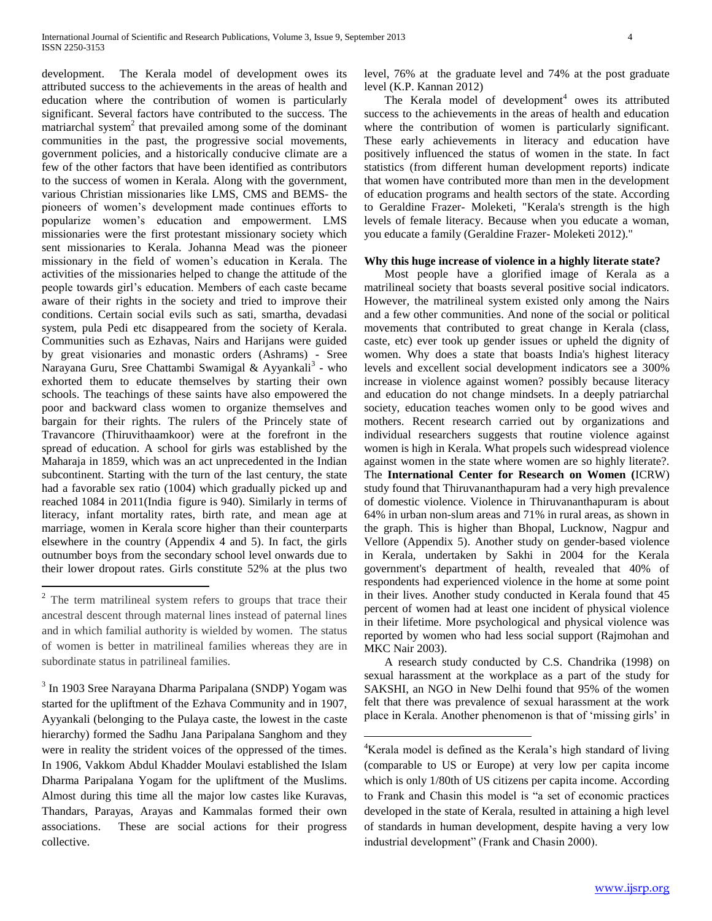development. The Kerala model of development owes its attributed success to the achievements in the areas of health and education where the contribution of women is particularly significant. Several factors have contributed to the success. The matriarchal system[2] that prevailed among some of the dominant communities in the past, the progressive social movements, government policies, and a historically conducive climate are a few of the other factors that have been identified as contributors to the success of women in Kerala. Along with the government, various Christian missionaries like LMS, CMS and BEMS- the pioneers of women's development made continues efforts to popularize women's education and empowerment. LMS missionaries were the first protestant missionary society which sent missionaries to Kerala. Johanna Mead was the pioneer missionary in the field of women's education in Kerala. The activities of the missionaries helped to change the attitude of the people towards girl's education. Members of each caste became aware of their rights in the society and tried to improve their conditions. Certain social evils such as sati, smartha, devadasi system, pula Pedi etc disappeared from the society of Kerala. Communities such as Ezhavas, Nairs and Harijans were guided by great visionaries and monastic orders (Ashrams) - Sree Narayana Guru, Sree Chattambi Swamigal & Ayyankali[3] - who exhorted them to educate themselves by starting their own schools. The teachings of these saints have also empowered the poor and backward class women to organize themselves and bargain for their rights. The rulers of the Princely state of Travancore (Thiruvithaamkoor) were at the forefront in the spread of education. A school for girls was established by the Maharaja in 1859, which was an act unprecedented in the Indian subcontinent. Starting with the turn of the last century, the state had a favorable sex ratio (1004) which gradually picked up and reached 1084 in 2011(India figure is 940). Similarly in terms of literacy, infant mortality rates, birth rate, and mean age at marriage, women in Kerala score higher than their counterparts elsewhere in the country (Appendix 4 and 5). In fact, the girls outnumber boys from the secondary school level onwards due to their lower dropout rates. Girls constitute 52% at the plus two level, 76% at the graduate level and 74% at the post graduate level (K.P. Kannan 2012)

The Kerala model of development[4] owes its attributed success to the achievements in the areas of health and education where the contribution of women is particularly significant. These early achievements in literacy and education have positively influenced the status of women in the state. In fact statistics (from different human development reports) indicate that women have contributed more than men in the development of education programs and health sectors of the state. According to Geraldine Frazer- Moleketi, "Kerala's strength is the high levels of female literacy. Because when you educate a woman, you educate a family (Geraldine Frazer- Moleketi 2012)."

**Why this huge increase of violence in a highly literate state?**

Most people have a glorified image of Kerala as a matrilineal society that boasts several positive social indicators. However, the matrilineal system existed only among the Nairs and a few other communities. And none of the social or political movements that contributed to great change in Kerala (class, caste, etc) ever took up gender issues or upheld the dignity of women. Why does a state that boasts India's highest literacy levels and excellent social development indicators see a 300% increase in violence against women? possibly because literacy and education do not change mindsets. In a deeply patriarchal society, education teaches women only to be good wives and mothers. Recent research carried out by organizations and individual researchers suggests that routine violence against women is high in Kerala. What propels such widespread violence against women in the state where women are so highly literate?. The **International Center for Research on Women (**ICRW) study found that Thiruvananthapuram had a very high prevalence of domestic violence. Violence in Thiruvananthapuram is about 64% in urban non-slum areas and 71% in rural areas, as shown in the graph. This is higher than Bhopal, Lucknow, Nagpur and Vellore (Appendix 5). Another study on gender-based violence in Kerala, undertaken by Sakhi in 2004 for the Kerala government's department of health, revealed that 40% of respondents had experienced violence in the home at some point in their lives. Another study conducted in Kerala found that 45 percent of women had at least one incident of physical violence in their lifetime. More psychological and physical violence was reported by women who had less social support (Rajmohan and MKC Nair 2003).

A research study conducted by C.S. Chandrika (1998) on sexual harassment at the workplace as a part of the study for SAKSHI, an NGO in New Delhi found that 95% of the women felt that there was prevalence of sexual harassment at the work place in Kerala. Another phenomenon is that of 'missing girls' in

---

[2] The term matrilineal system refers to groups that trace their ancestral descent through maternal lines instead of paternal lines and in which familial authority is wielded by women. The status of women is better in matrilineal families whereas they are in subordinate status in patrilineal families.

[3] In 1903 Sree Narayana Dharma Paripalana (SNDP) Yogam was started for the upliftment of the Ezhava Community and in 1907, Ayyankali (belonging to the Pulaya caste, the lowest in the caste hierarchy) formed the Sadhu Jana Paripalana Sanghom and they were in reality the strident voices of the oppressed of the times. In 1906, Vakkom Abdul Khadder Moulavi established the Islam Dharma Paripalana Yogam for the upliftment of the Muslims. Almost during this time all the major low castes like Kuravas, Thandars, Parayas, Arayas and Kammalas formed their own associations. These are social actions for their progress collective.

[4] Kerala model is defined as the Kerala's high standard of living (comparable to US or Europe) at very low per capita income which is only 1/80th of US citizens per capita income. According to Frank and Chasin this model is "a set of economic practices developed in the state of Kerala, resulted in attaining a high level of standards in human development, despite having a very low industrial development" (Frank and Chasin 2000).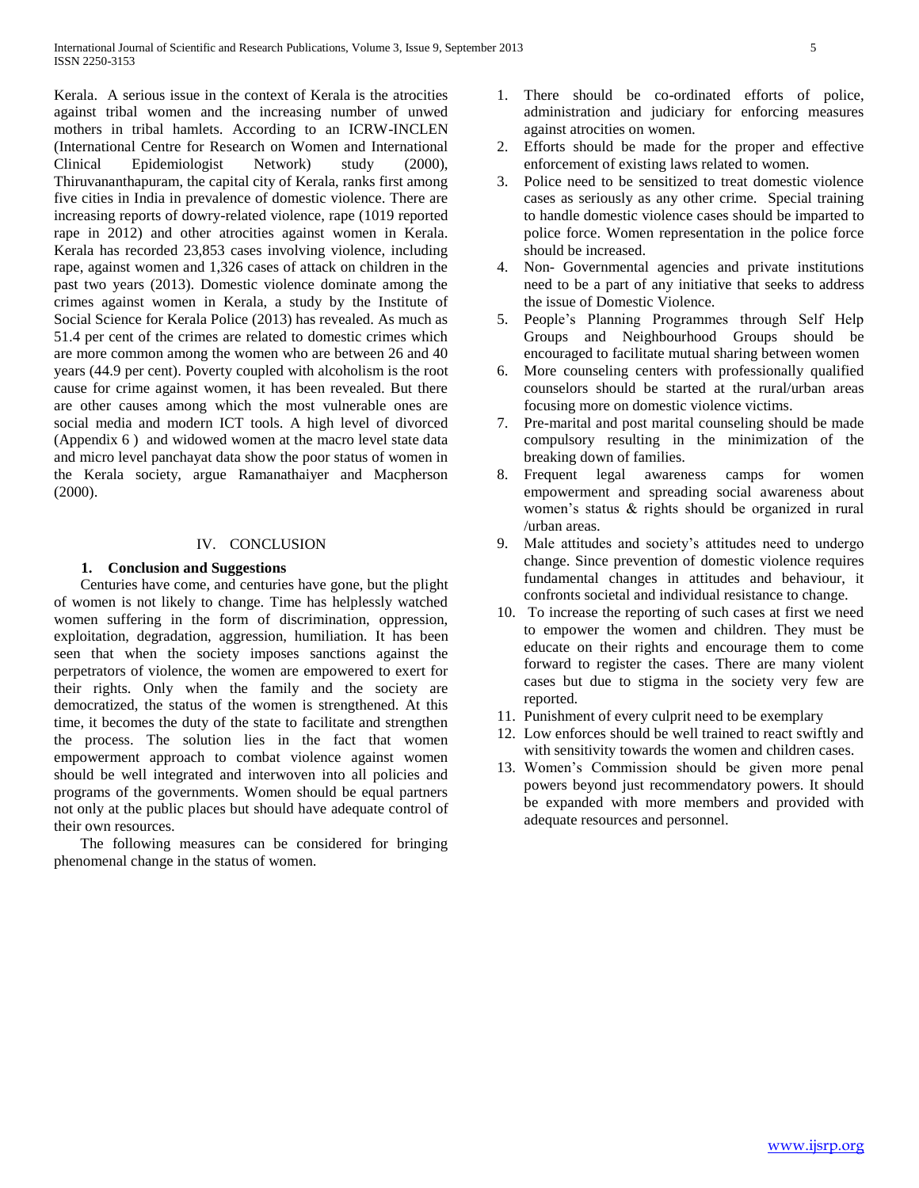Kerala. A serious issue in the context of Kerala is the atrocities against tribal women and the increasing number of unwed mothers in tribal hamlets. According to an ICRW-INCLEN (International Centre for Research on Women and International Clinical Epidemiologist Network) study (2000), Thiruvananthapuram, the capital city of Kerala, ranks first among five cities in India in prevalence of domestic violence. There are increasing reports of dowry-related violence, rape (1019 reported rape in 2012) and other atrocities against women in Kerala. Kerala has recorded 23,853 cases involving violence, including rape, against women and 1,326 cases of attack on children in the past two years (2013). Domestic violence dominate among the crimes against women in Kerala, a study by the Institute of Social Science for Kerala Police (2013) has revealed. As much as 51.4 per cent of the crimes are related to domestic crimes which are more common among the women who are between 26 and 40 years (44.9 per cent). Poverty coupled with alcoholism is the root cause for crime against women, it has been revealed. But there are other causes among which the most vulnerable ones are social media and modern ICT tools. A high level of divorced (Appendix 6 ) and widowed women at the macro level state data and micro level panchayat data show the poor status of women in the Kerala society, argue Ramanathaiyer and Macpherson (2000).

## IV. CONCLUSION

### 1. Conclusion and Suggestions

Centuries have come, and centuries have gone, but the plight of women is not likely to change. Time has helplessly watched women suffering in the form of discrimination, oppression, exploitation, degradation, aggression, humiliation. It has been seen that when the society imposes sanctions against the perpetrators of violence, the women are empowered to exert for their rights. Only when the family and the society are democratized, the status of the women is strengthened. At this time, it becomes the duty of the state to facilitate and strengthen the process. The solution lies in the fact that women empowerment approach to combat violence against women should be well integrated and interwoven into all policies and programs of the governments. Women should be equal partners not only at the public places but should have adequate control of their own resources.

The following measures can be considered for bringing phenomenal change in the status of women.

1. There should be co-ordinated efforts of police, administration and judiciary for enforcing measures against atrocities on women.
2. Efforts should be made for the proper and effective enforcement of existing laws related to women.
3. Police need to be sensitized to treat domestic violence cases as seriously as any other crime. Special training to handle domestic violence cases should be imparted to police force. Women representation in the police force should be increased.
4. Non- Governmental agencies and private institutions need to be a part of any initiative that seeks to address the issue of Domestic Violence.
5. People's Planning Programmes through Self Help Groups and Neighbourhood Groups should be encouraged to facilitate mutual sharing between women
6. More counseling centers with professionally qualified counselors should be started at the rural/urban areas focusing more on domestic violence victims.
7. Pre-marital and post marital counseling should be made compulsory resulting in the minimization of the breaking down of families.
8. Frequent legal awareness camps for women empowerment and spreading social awareness about women's status & rights should be organized in rural /urban areas.
9. Male attitudes and society's attitudes need to undergo change. Since prevention of domestic violence requires fundamental changes in attitudes and behaviour, it confronts societal and individual resistance to change.
10. To increase the reporting of such cases at first we need to empower the women and children. They must be educate on their rights and encourage them to come forward to register the cases. There are many violent cases but due to stigma in the society very few are reported.
11. Punishment of every culprit need to be exemplary
12. Low enforces should be well trained to react swiftly and with sensitivity towards the women and children cases.
13. Women's Commission should be given more penal powers beyond just recommendatory powers. It should be expanded with more members and provided with adequate resources and personnel.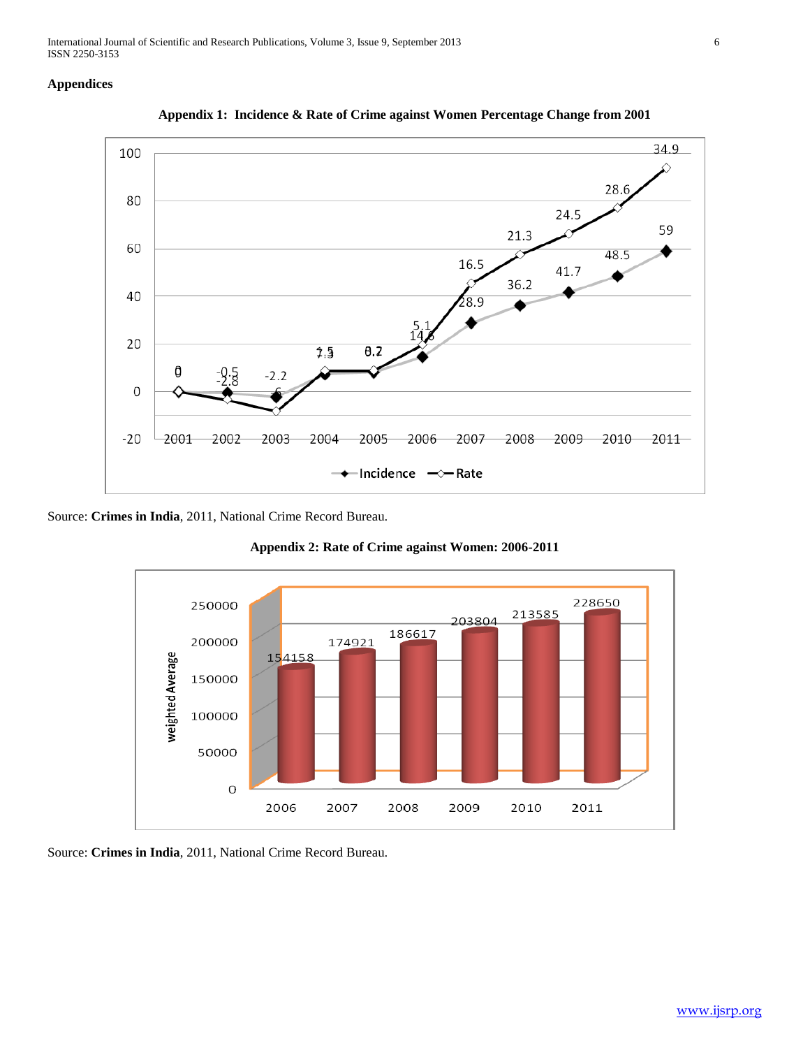## Appendices

**Appendix 1: Incidence & Rate of Crime against Women Percentage Change from 2001**

Source: **Crimes in India**, 2011, National Crime Record Bureau.

**Appendix 2: Rate of Crime against Women: 2006-2011**

Source: **Crimes in India**, 2011, National Crime Record Bureau.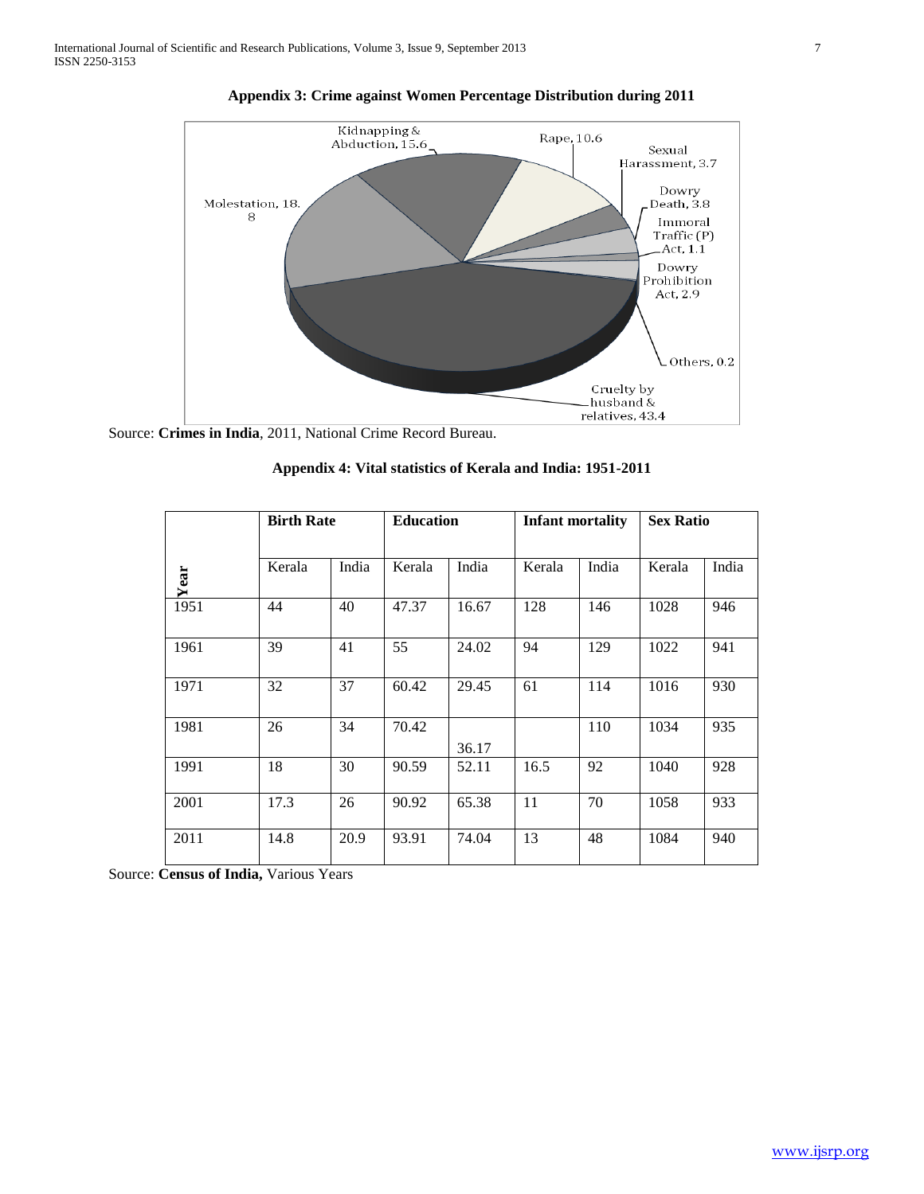**Appendix 3: Crime against Women Percentage Distribution during 2011**

Kidnapping & Abduction, 15.6

Rape, 10.6

Sexual Harassment, 3.7

Dowry Death, 3.8

Immoral Traffic (P) Act, 1.1

Dowry Prohibition Act, 2.9

Others, 0.2

Cruelty by husband & relatives, 43.4

Molestation, 18.8

Source: **Crimes in India**, 2011, National Crime Record Bureau.

**Appendix 4: Vital statistics of Kerala and India: 1951-2011**

| Year | Birth Rate | | Education | | Infant mortality | | Sex Ratio | |
|---|---|---|---|---|---|---|---|---|
| | Kerala | India | Kerala | India | Kerala | India | Kerala | India |
| 1951 | 44 | 40 | 47.37 | 16.67 | 128 | 146 | 1028 | 946 |
| 1961 | 39 | 41 | 55 | 24.02 | 94 | 129 | 1022 | 941 |
| 1971 | 32 | 37 | 60.42 | 29.45 | 61 | 114 | 1016 | 930 |
| 1981 | 26 | 34 | 70.42 | 36.17 | | 110 | 1034 | 935 |
| 1991 | 18 | 30 | 90.59 | 52.11 | 16.5 | 92 | 1040 | 928 |
| 2001 | 17.3 | 26 | 90.92 | 65.38 | 11 | 70 | 1058 | 933 |
| 2011 | 14.8 | 20.9 | 93.91 | 74.04 | 13 | 48 | 1084 | 940 |

Source: **Census of India,** Various Years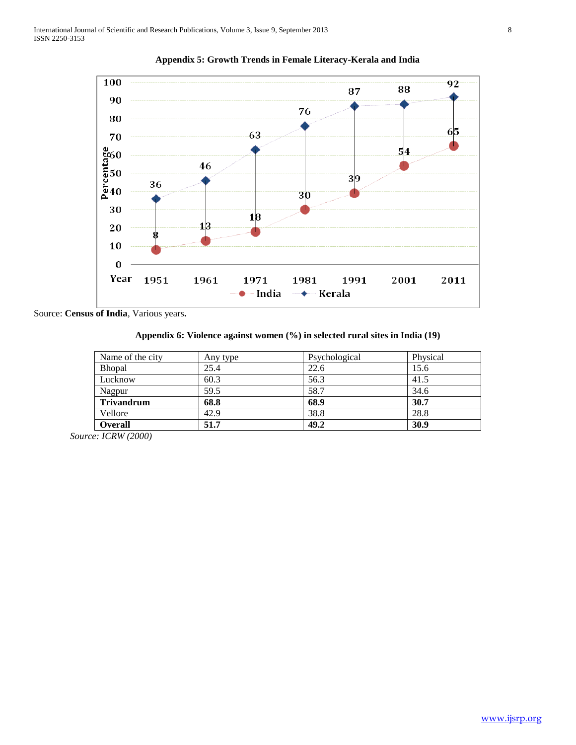**Appendix 5: Growth Trends in Female Literacy-Kerala and India**

Source: **Census of India**, Various years**.**

**Appendix 6: Violence against women (%) in selected rural sites in India (19)**

| Name of the city | Any type | Psychological | Physical |
|---|---|---|---|
| Bhopal | 25.4 | 22.6 | 15.6 |
| Lucknow | 60.3 | 56.3 | 41.5 |
| Nagpur | 59.5 | 58.7 | 34.6 |
| **Trivandrum** | **68.8** | **68.9** | **30.7** |
| Vellore | 42.9 | 38.8 | 28.8 |
| **Overall** | **51.7** | **49.2** | **30.9** |

*Source: ICRW (2000)*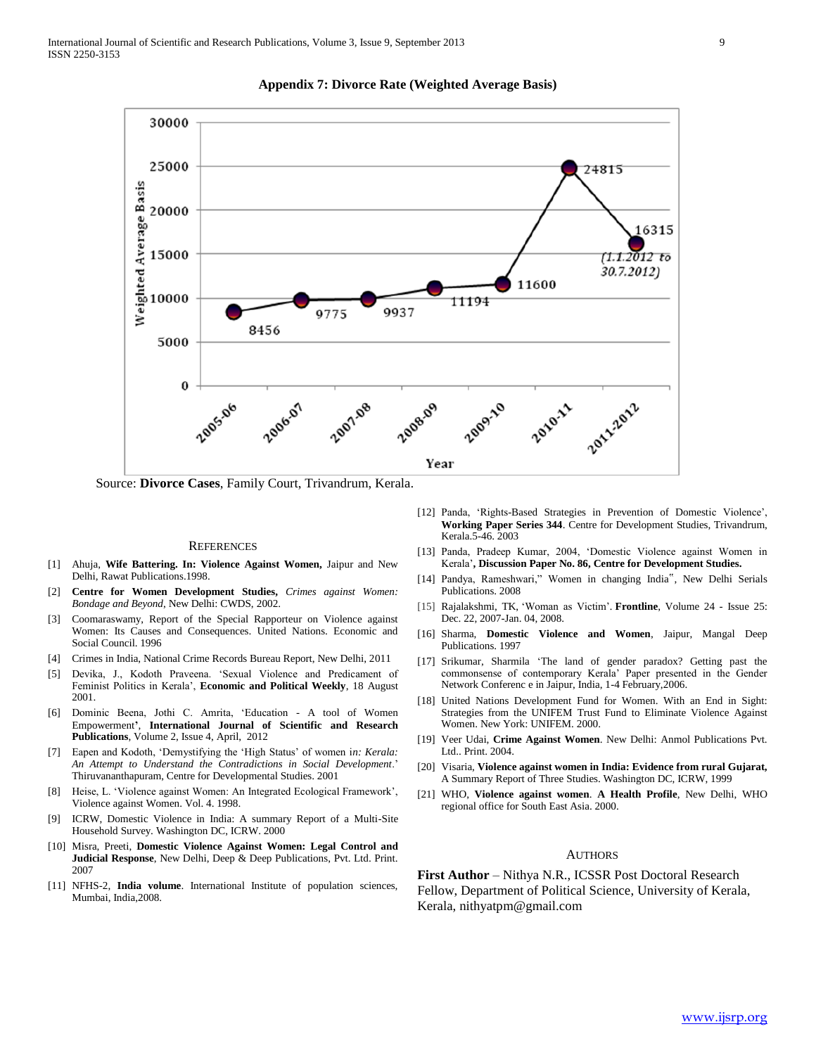**Appendix 7: Divorce Rate (Weighted Average Basis)**

30000
25000
20000
15000
10000
5000
0

Weighted Average Basis

8456
9775
9937
11194
11600
24815
16315
(1.1.2012 to 30.7.2012)

2005-06
2006-07
2007-08
2008-09
2009-10
2010-11
2011-2012

Year

Source: **Divorce Cases**, Family Court, Trivandrum, Kerala.

## References

[1] Ahuja, **Wife Battering. In: Violence Against Women,** Jaipur and New Delhi, Rawat Publications.1998.

[2] **Centre for Women Development Studies,** *Crimes against Women: Bondage and Beyond*, New Delhi: CWDS, 2002.

[3] Coomaraswamy, Report of the Special Rapporteur on Violence against Women: Its Causes and Consequences. United Nations. Economic and Social Council. 1996

[4] Crimes in India, National Crime Records Bureau Report, New Delhi, 2011

[5] Devika, J., Kodoth Praveena. 'Sexual Violence and Predicament of Feminist Politics in Kerala', **Economic and Political Weekly**, 18 August 2001.

[6] Dominic Beena, Jothi C. Amrita, 'Education - A tool of Women Empowerment**'**, **International Journal of Scientific and Research Publications**, Volume 2, Issue 4, April, 2012

[7] Eapen and Kodoth, 'Demystifying the 'High Status' of women i*n: Kerala: An Attempt to Understand the Contradictions in Social Development*.' Thiruvananthapuram, Centre for Developmental Studies. 2001

[8] Heise, L. 'Violence against Women: An Integrated Ecological Framework', Violence against Women. Vol. 4. 1998.

[9] ICRW, Domestic Violence in India: A summary Report of a Multi-Site Household Survey. Washington DC, ICRW. 2000

[10] Misra, Preeti, **Domestic Violence Against Women: Legal Control and Judicial Response**, New Delhi, Deep & Deep Publications, Pvt. Ltd. Print. 2007

[11] NFHS-2, **India volume**. International Institute of population sciences, Mumbai, India,2008.

[12] Panda, 'Rights-Based Strategies in Prevention of Domestic Violence', **Working Paper Series 344**. Centre for Development Studies, Trivandrum, Kerala.5-46. 2003

[13] Panda, Pradeep Kumar, 2004, 'Domestic Violence against Women in Kerala'**, Discussion Paper No. 86, Centre for Development Studies.**

[14] Pandya, Rameshwari," Women in changing India", New Delhi Serials Publications. 2008

[15] Rajalakshmi, TK, 'Woman as Victim'. **Frontline**, Volume 24 - Issue 25: Dec. 22, 2007-Jan. 04, 2008.

[16] Sharma, **Domestic Violence and Women**, Jaipur, Mangal Deep Publications. 1997

[17] Srikumar, Sharmila 'The land of gender paradox? Getting past the commonsense of contemporary Kerala' Paper presented in the Gender Network Conferenc e in Jaipur, India, 1-4 February,2006.

[18] United Nations Development Fund for Women. With an End in Sight: Strategies from the UNIFEM Trust Fund to Eliminate Violence Against Women. New York: UNIFEM. 2000.

[19] Veer Udai, **Crime Against Women**. New Delhi: Anmol Publications Pvt. Ltd.. Print. 2004.

[20] Visaria, **Violence against women in India: Evidence from rural Gujarat,** A Summary Report of Three Studies. Washington DC, ICRW, 1999

[21] WHO, **Violence against women**. **A Health Profile**, New Delhi, WHO regional office for South East Asia. 2000.

## Authors

**First Author** – Nithya N.R., ICSSR Post Doctoral Research Fellow, Department of Political Science, University of Kerala, Kerala, nithyatpm@gmail.com